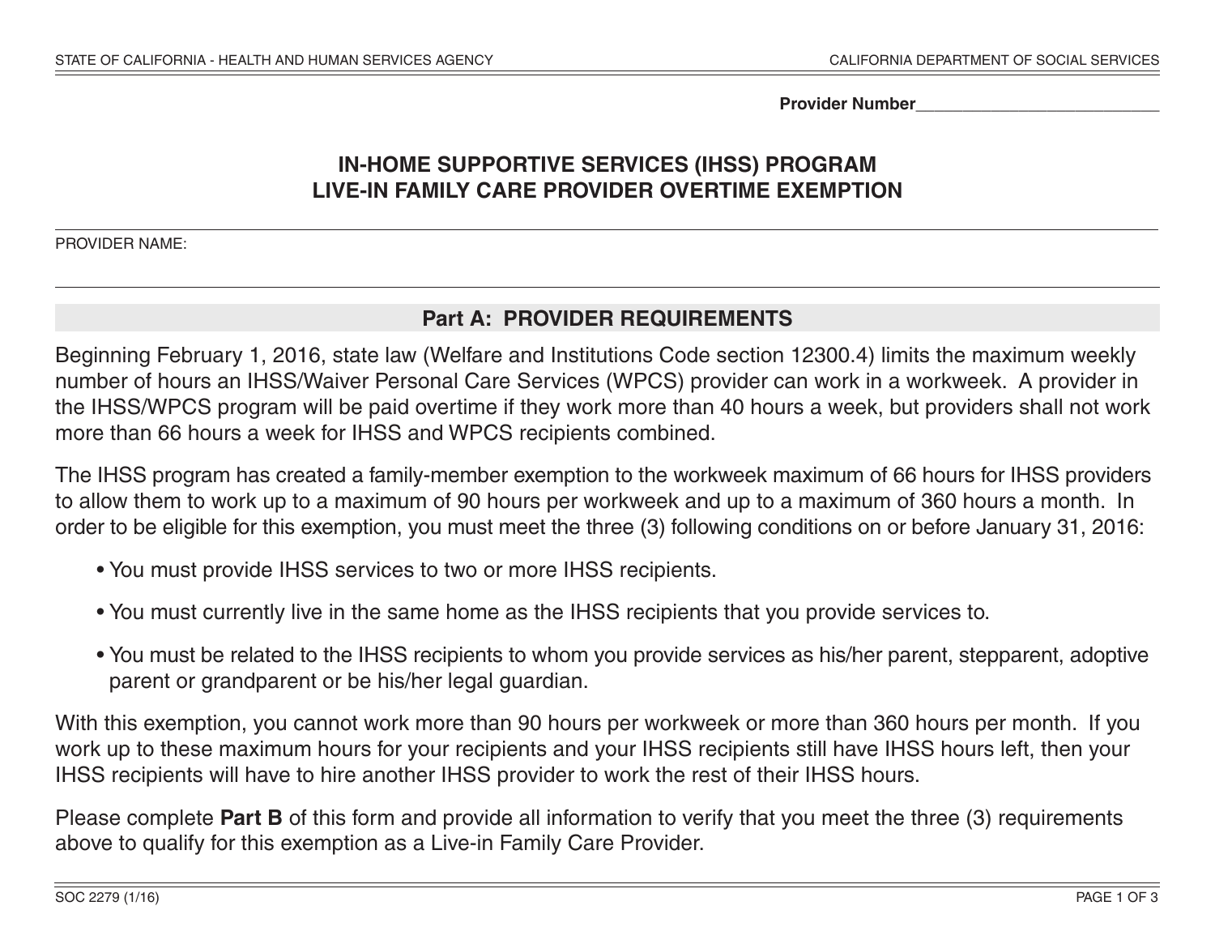Provider Number\_\_\_\_\_\_\_\_\_\_\_\_\_\_\_\_\_\_\_\_\_\_\_\_\_\_\_\_

# IN-HOME SUPPORTIVE SERVICES (IHSS) PROGRAM
# LIVE-IN FAMILY CARE PROVIDER OVERTIME EXEMPTION

PROVIDER NAME:

## Part A: PROVIDER REQUIREMENTS

Beginning February 1, 2016, state law (Welfare and Institutions Code section 12300.4) limits the maximum weekly number of hours an IHSS/Waiver Personal Care Services (WPCS) provider can work in a workweek. A provider in the IHSS/WPCS program will be paid overtime if they work more than 40 hours a week, but providers shall not work more than 66 hours a week for IHSS and WPCS recipients combined.

The IHSS program has created a family-member exemption to the workweek maximum of 66 hours for IHSS providers to allow them to work up to a maximum of 90 hours per workweek and up to a maximum of 360 hours a month. In order to be eligible for this exemption, you must meet the three (3) following conditions on or before January 31, 2016:

- You must provide IHSS services to two or more IHSS recipients.
- You must currently live in the same home as the IHSS recipients that you provide services to.
- You must be related to the IHSS recipients to whom you provide services as his/her parent, stepparent, adoptive parent or grandparent or be his/her legal guardian.

With this exemption, you cannot work more than 90 hours per workweek or more than 360 hours per month. If you work up to these maximum hours for your recipients and your IHSS recipients still have IHSS hours left, then your IHSS recipients will have to hire another IHSS provider to work the rest of their IHSS hours.

Please complete **Part B** of this form and provide all information to verify that you meet the three (3) requirements above to qualify for this exemption as a Live-in Family Care Provider.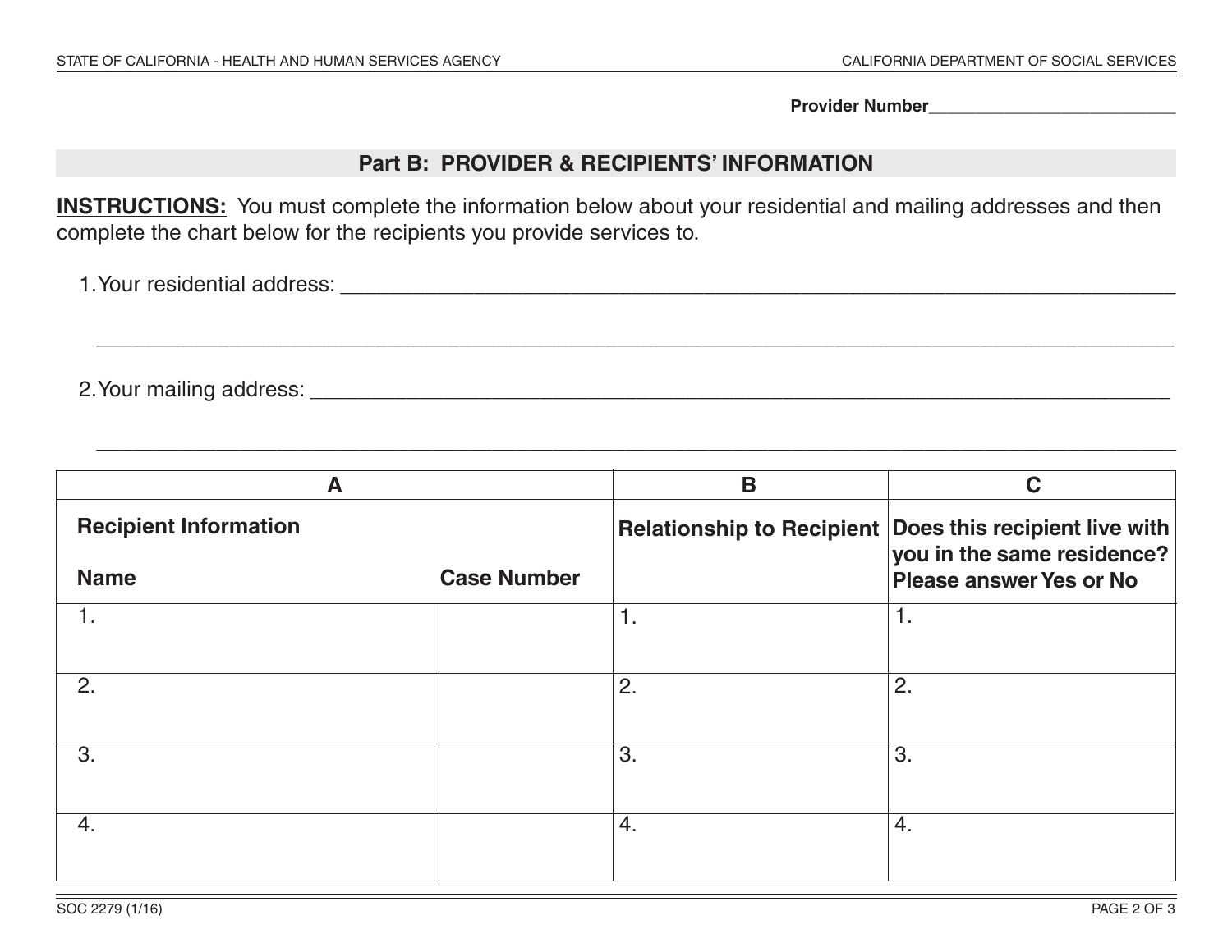Provider Number____________________________

## Part B: PROVIDER & RECIPIENTS' INFORMATION

**INSTRUCTIONS:** You must complete the information below about your residential and mailing addresses and then complete the chart below for the recipients you provide services to.

1. Your residential address: ________________________________________________________________________

________________________________________________________________________________________

2. Your mailing address: ________________________________________________________________________

________________________________________________________________________________________

| A | | B | C |
|---|---|---|---|
| **Recipient Information**<br><br>**Name** | **Case Number** | **Relationship to Recipient** | **Does this recipient live with you in the same residence? Please answer Yes or No** |
| 1. | | 1. | 1. |
| 2. | | 2. | 2. |
| 3. | | 3. | 3. |
| 4. | | 4. | 4. |

SOC 2279 (1/16)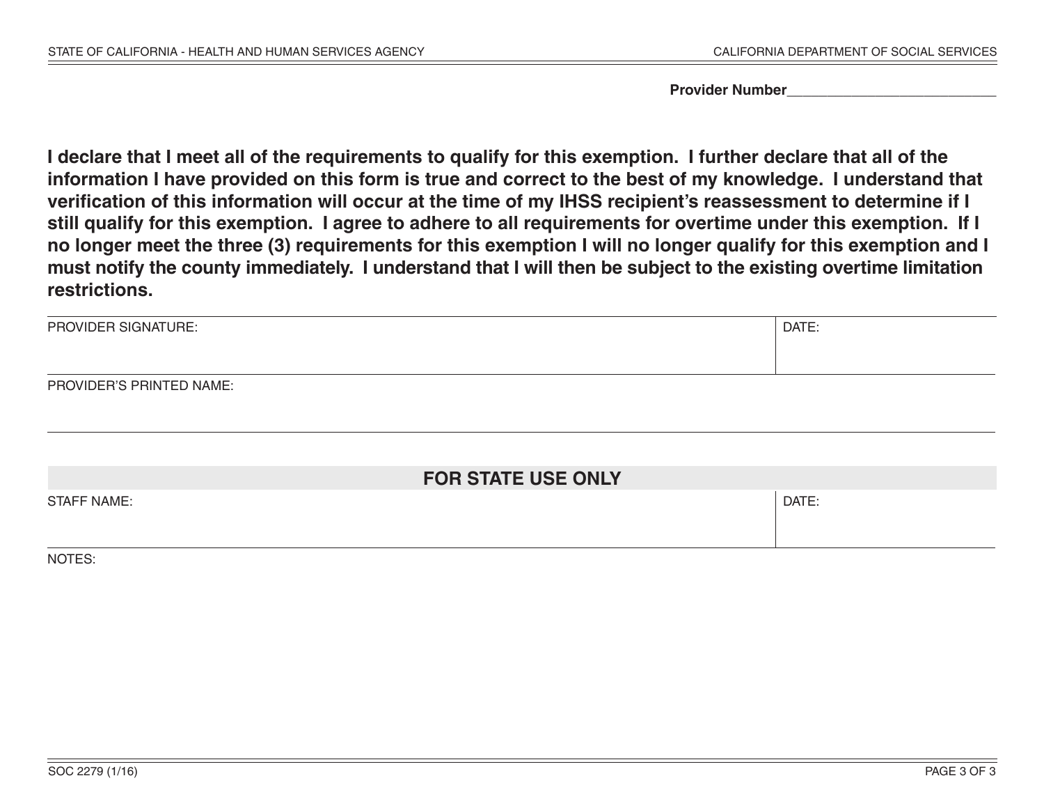Provider Number____________________________

**I declare that I meet all of the requirements to qualify for this exemption. I further declare that all of the information I have provided on this form is true and correct to the best of my knowledge. I understand that verification of this information will occur at the time of my IHSS recipient's reassessment to determine if I still qualify for this exemption. I agree to adhere to all requirements for overtime under this exemption. If I no longer meet the three (3) requirements for this exemption I will no longer qualify for this exemption and I must notify the county immediately. I understand that I will then be subject to the existing overtime limitation restrictions.**

| | |
|---|---|
| PROVIDER SIGNATURE: | DATE: |
| PROVIDER'S PRINTED NAME: | |

## FOR STATE USE ONLY

| | |
|---|---|
| STAFF NAME: | DATE: |

NOTES:

SOC 2279 (1/16)